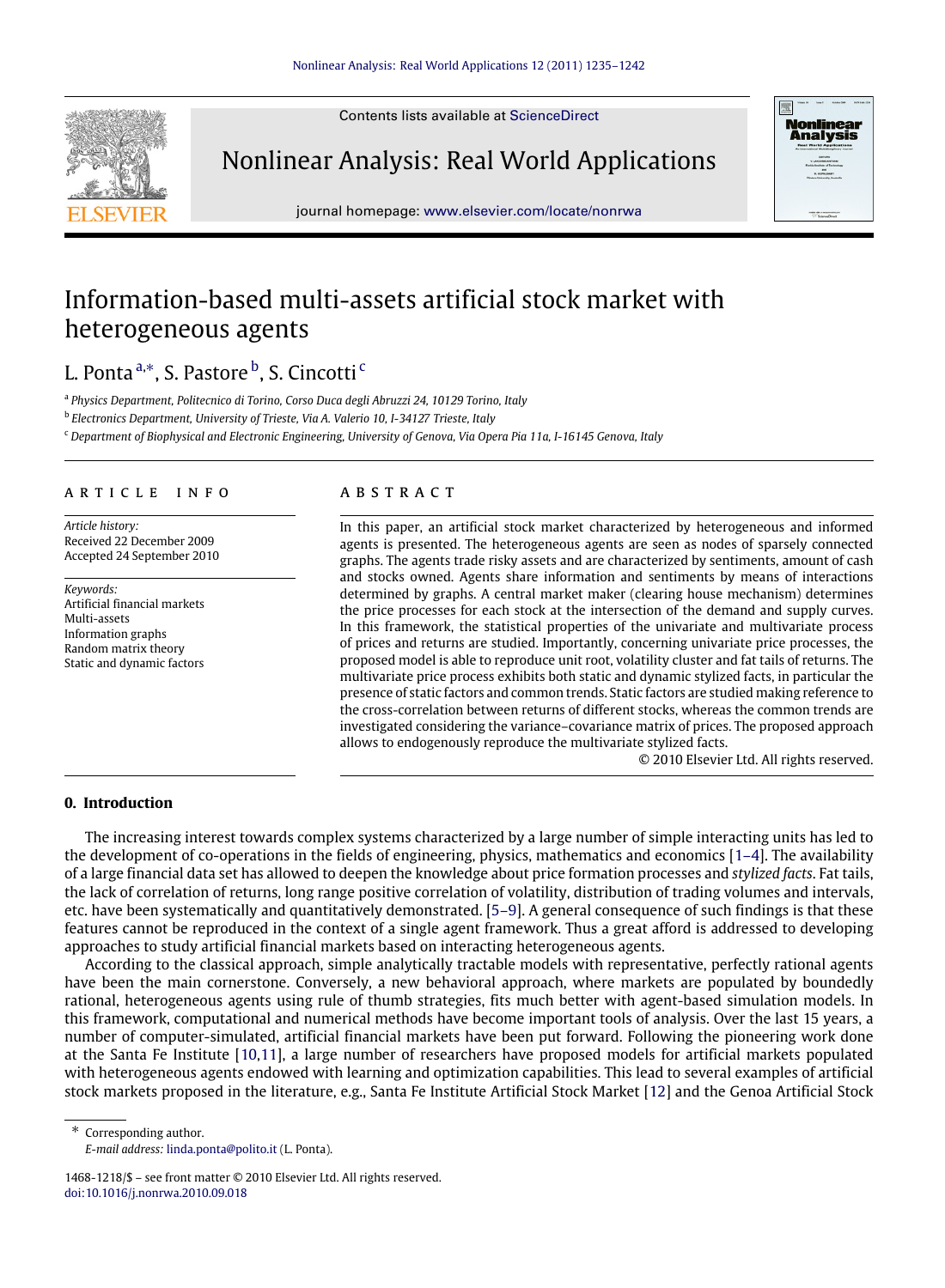# Information-based multi-assets artificial stock market with heterogeneous agents

L. Ponta [a,*], S. Pastore [b], S. Cincotti [c]

[a] *Physics Department, Politecnico di Torino, Corso Duca degli Abruzzi 24, 10129 Torino, Italy*

[b] *Electronics Department, University of Trieste, Via A. Valerio 10, I-34127 Trieste, Italy*

[c] *Department of Biophysical and Electronic Engineering, University of Genova, Via Opera Pia 11a, I-16145 Genova, Italy*

## ARTICLE INFO

*Article history:*
Received 22 December 2009
Accepted 24 September 2010

*Keywords:*
Artificial financial markets
Multi-assets
Information graphs
Random matrix theory
Static and dynamic factors

## ABSTRACT

In this paper, an artificial stock market characterized by heterogeneous and informed agents is presented. The heterogeneous agents are seen as nodes of sparsely connected graphs. The agents trade risky assets and are characterized by sentiments, amount of cash and stocks owned. Agents share information and sentiments by means of interactions determined by graphs. A central market maker (clearing house mechanism) determines the price processes for each stock at the intersection of the demand and supply curves. In this framework, the statistical properties of the univariate and multivariate process of prices and returns are studied. Importantly, concerning univariate price processes, the proposed model is able to reproduce unit root, volatility cluster and fat tails of returns. The multivariate price process exhibits both static and dynamic stylized facts, in particular the presence of static factors and common trends. Static factors are studied making reference to the cross-correlation between returns of different stocks, whereas the common trends are investigated considering the variance–covariance matrix of prices. The proposed approach allows to endogenously reproduce the multivariate stylized facts.

© 2010 Elsevier Ltd. All rights reserved.

## 0. Introduction

The increasing interest towards complex systems characterized by a large number of simple interacting units has led to the development of co-operations in the fields of engineering, physics, mathematics and economics [1–4]. The availability of a large financial data set has allowed to deepen the knowledge about price formation processes and *stylized facts*. Fat tails, the lack of correlation of returns, long range positive correlation of volatility, distribution of trading volumes and intervals, etc. have been systematically and quantitatively demonstrated. [5–9]. A general consequence of such findings is that these features cannot be reproduced in the context of a single agent framework. Thus a great afford is addressed to developing approaches to study artificial financial markets based on interacting heterogeneous agents.

According to the classical approach, simple analytically tractable models with representative, perfectly rational agents have been the main cornerstone. Conversely, a new behavioral approach, where markets are populated by boundedly rational, heterogeneous agents using rule of thumb strategies, fits much better with agent-based simulation models. In this framework, computational and numerical methods have become important tools of analysis. Over the last 15 years, a number of computer-simulated, artificial financial markets have been put forward. Following the pioneering work done at the Santa Fe Institute [10,11], a large number of researchers have proposed models for artificial markets populated with heterogeneous agents endowed with learning and optimization capabilities. This lead to several examples of artificial stock markets proposed in the literature, e.g., Santa Fe Institute Artificial Stock Market [12] and the Genoa Artificial Stock

---

\* Corresponding author.
*E-mail address:* linda.ponta@polito.it (L. Ponta).

1468-1218/$ – see front matter © 2010 Elsevier Ltd. All rights reserved.
doi:10.1016/j.nonrwa.2010.09.018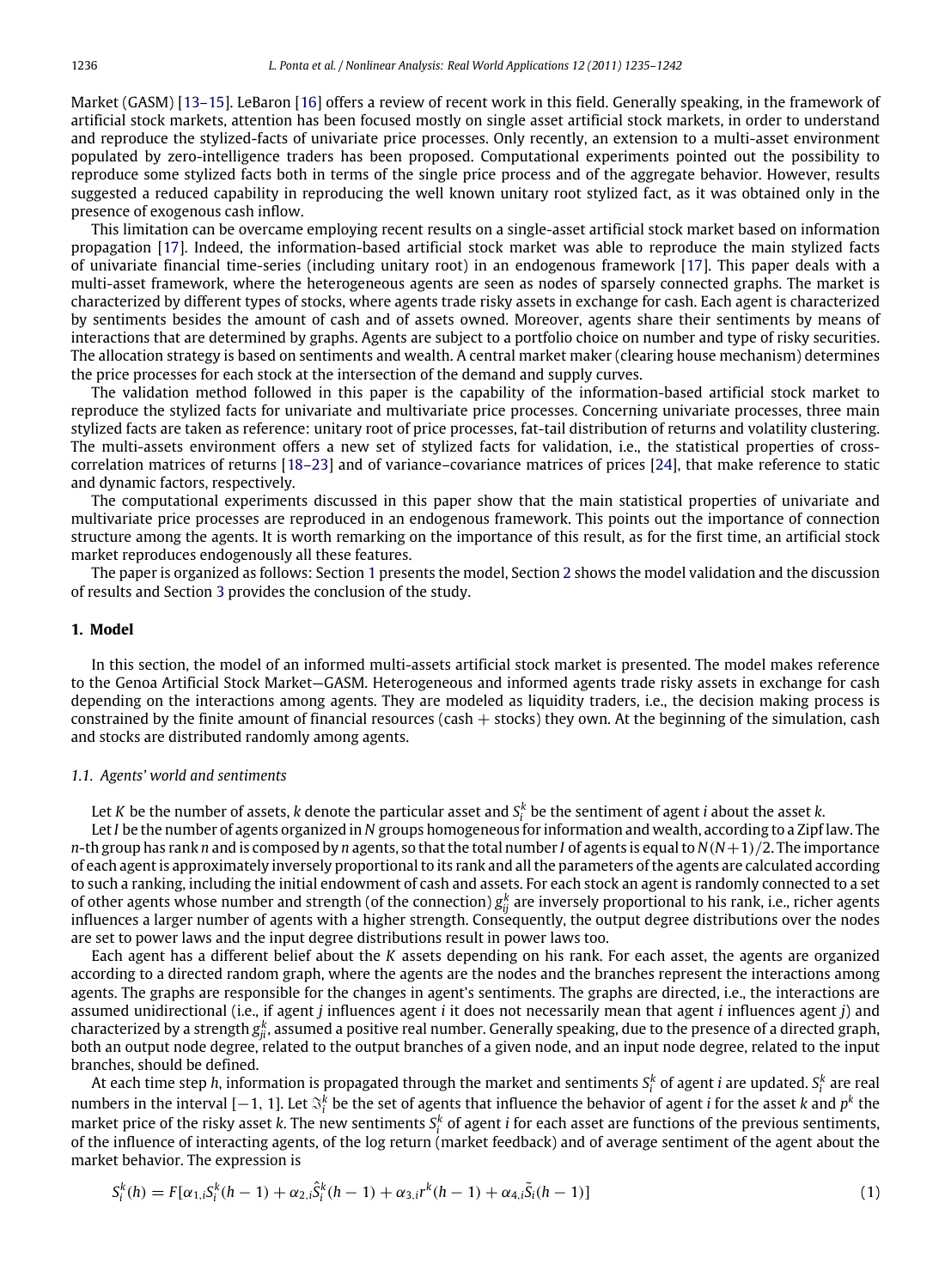Market (GASM) [13–15]. LeBaron [16] offers a review of recent work in this field. Generally speaking, in the framework of artificial stock markets, attention has been focused mostly on single asset artificial stock markets, in order to understand and reproduce the stylized-facts of univariate price processes. Only recently, an extension to a multi-asset environment populated by zero-intelligence traders has been proposed. Computational experiments pointed out the possibility to reproduce some stylized facts both in terms of the single price process and of the aggregate behavior. However, results suggested a reduced capability in reproducing the well known unitary root stylized fact, as it was obtained only in the presence of exogenous cash inflow.

This limitation can be overcame employing recent results on a single-asset artificial stock market based on information propagation [17]. Indeed, the information-based artificial stock market was able to reproduce the main stylized facts of univariate financial time-series (including unitary root) in an endogenous framework [17]. This paper deals with a multi-asset framework, where the heterogeneous agents are seen as nodes of sparsely connected graphs. The market is characterized by different types of stocks, where agents trade risky assets in exchange for cash. Each agent is characterized by sentiments besides the amount of cash and of assets owned. Moreover, agents share their sentiments by means of interactions that are determined by graphs. Agents are subject to a portfolio choice on number and type of risky securities. The allocation strategy is based on sentiments and wealth. A central market maker (clearing house mechanism) determines the price processes for each stock at the intersection of the demand and supply curves.

The validation method followed in this paper is the capability of the information-based artificial stock market to reproduce the stylized facts for univariate and multivariate price processes. Concerning univariate processes, three main stylized facts are taken as reference: unitary root of price processes, fat-tail distribution of returns and volatility clustering. The multi-assets environment offers a new set of stylized facts for validation, i.e., the statistical properties of cross-correlation matrices of returns [18–23] and of variance–covariance matrices of prices [24], that make reference to static and dynamic factors, respectively.

The computational experiments discussed in this paper show that the main statistical properties of univariate and multivariate price processes are reproduced in an endogenous framework. This points out the importance of connection structure among the agents. It is worth remarking on the importance of this result, as for the first time, an artificial stock market reproduces endogenously all these features.

The paper is organized as follows: Section 1 presents the model, Section 2 shows the model validation and the discussion of results and Section 3 provides the conclusion of the study.

## 1. Model

In this section, the model of an informed multi-assets artificial stock market is presented. The model makes reference to the Genoa Artificial Stock Market—GASM. Heterogeneous and informed agents trade risky assets in exchange for cash depending on the interactions among agents. They are modeled as liquidity traders, i.e., the decision making process is constrained by the finite amount of financial resources (cash + stocks) they own. At the beginning of the simulation, cash and stocks are distributed randomly among agents.

### *1.1. Agents' world and sentiments*

Let $K$ be the number of assets, $k$ denote the particular asset and $S_i^k$ be the sentiment of agent $i$ about the asset $k$.

Let $I$ be the number of agents organized in $N$ groups homogeneous for information and wealth, according to a Zipf law. The $n$-th group has rank $n$ and is composed by $n$ agents, so that the total number $I$ of agents is equal to $N(N+1)/2$. The importance of each agent is approximately inversely proportional to its rank and all the parameters of the agents are calculated according to such a ranking, including the initial endowment of cash and assets. For each stock an agent is randomly connected to a set of other agents whose number and strength (of the connection) $g_{ij}^k$ are inversely proportional to his rank, i.e., richer agents influences a larger number of agents with a higher strength. Consequently, the output degree distributions over the nodes are set to power laws and the input degree distributions result in power laws too.

Each agent has a different belief about the $K$ assets depending on his rank. For each asset, the agents are organized according to a directed random graph, where the agents are the nodes and the branches represent the interactions among agents. The graphs are responsible for the changes in agent's sentiments. The graphs are directed, i.e., the interactions are assumed unidirectional (i.e., if agent $j$ influences agent $i$ it does not necessarily mean that agent $i$ influences agent $j$) and characterized by a strength $g_{ji}^k$, assumed a positive real number. Generally speaking, due to the presence of a directed graph, both an output node degree, related to the output branches of a given node, and an input node degree, related to the input branches, should be defined.

At each time step $h$, information is propagated through the market and sentiments $S_i^k$ of agent $i$ are updated. $S_i^k$ are real numbers in the interval $[-1, 1]$. Let $\Im_i^k$ be the set of agents that influence the behavior of agent $i$ for the asset $k$ and $p^k$ the market price of the risky asset $k$. The new sentiments $S_i^k$ of agent $i$ for each asset are functions of the previous sentiments, of the influence of interacting agents, of the log return (market feedback) and of average sentiment of the agent about the market behavior. The expression is

$$S_i^k(h) = F[\alpha_{1,i} S_i^k(h-1) + \alpha_{2,i} \hat{S}_i^k(h-1) + \alpha_{3,i} r^k(h-1) + \alpha_{4,i} \tilde{S}_i(h-1)] \tag{1}$$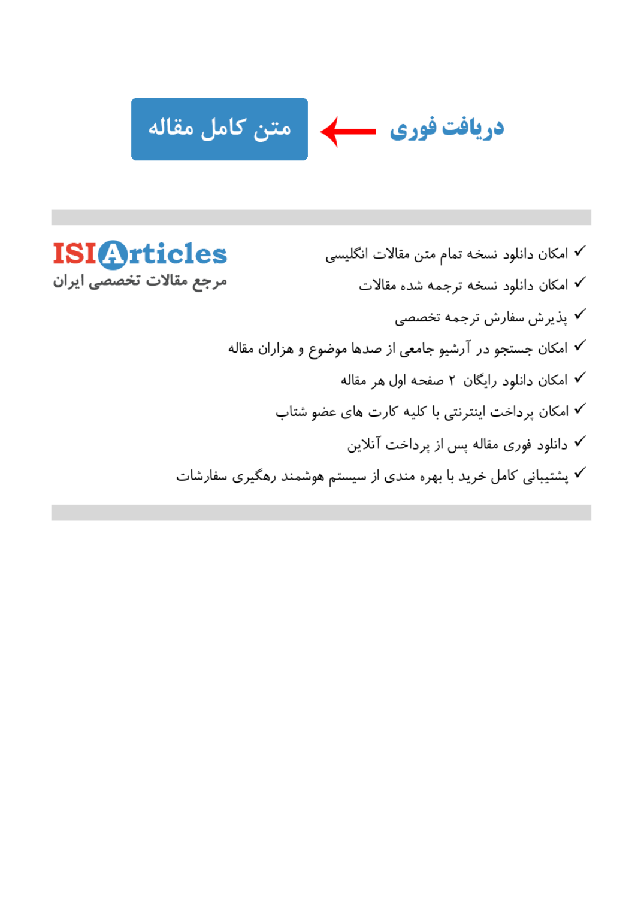دریافت فوری ← متن کامل مقاله

ISIArticles
مرجع مقالات تخصصی ایران

- ✓ امکان دانلود نسخه تمام متن مقالات انگلیسی
- ✓ امکان دانلود نسخه ترجمه شده مقالات
- ✓ پذیرش سفارش ترجمه تخصصی
- ✓ امکان جستجو در آرشیو جامعی از صدها موضوع و هزاران مقاله
- ✓ امکان دانلود رایگان ۲ صفحه اول هر مقاله
- ✓ امکان پرداخت اینترنتی با کلیه کارت های عضو شتاب
- ✓ دانلود فوری مقاله پس از پرداخت آنلاین
- ✓ پشتیبانی کامل خرید با بهره مندی از سیستم هوشمند رهگیری سفارشات